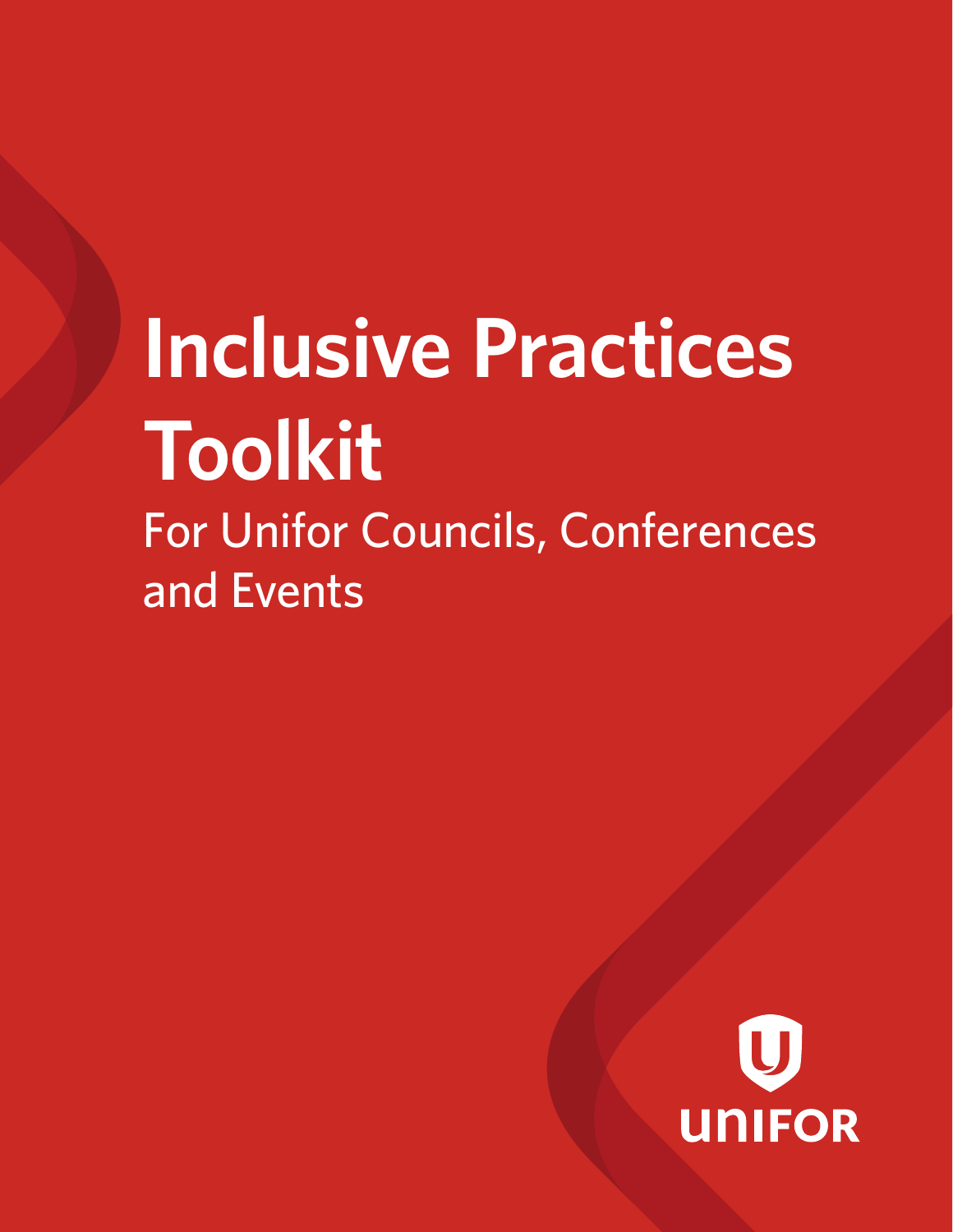# Inclusive Practices Toolkit

For Unifor Councils, Conferences and Events

UNIFOR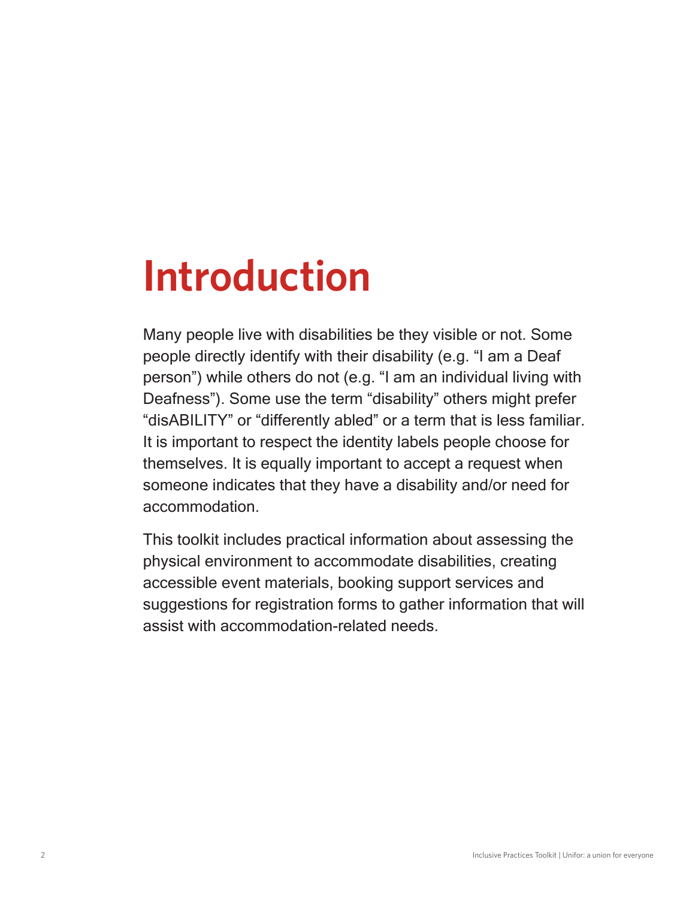# Introduction

Many people live with disabilities be they visible or not. Some people directly identify with their disability (e.g. "I am a Deaf person") while others do not (e.g. "I am an individual living with Deafness"). Some use the term "disability" others might prefer "disABILITY" or "differently abled" or a term that is less familiar. It is important to respect the identity labels people choose for themselves. It is equally important to accept a request when someone indicates that they have a disability and/or need for accommodation.

This toolkit includes practical information about assessing the physical environment to accommodate disabilities, creating accessible event materials, booking support services and suggestions for registration forms to gather information that will assist with accommodation-related needs.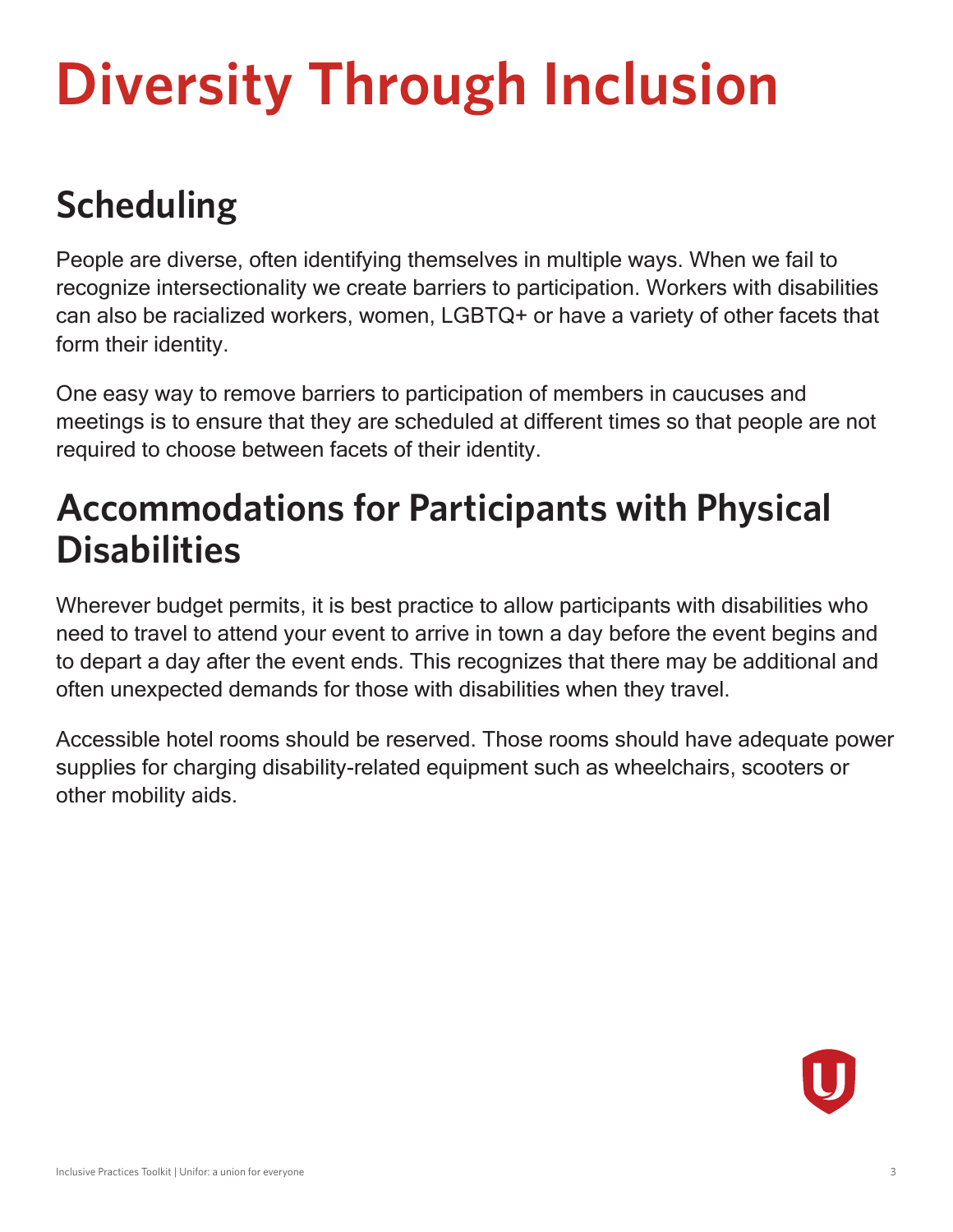# Diversity Through Inclusion

## Scheduling

People are diverse, often identifying themselves in multiple ways. When we fail to recognize intersectionality we create barriers to participation. Workers with disabilities can also be racialized workers, women, LGBTQ+ or have a variety of other facets that form their identity.

One easy way to remove barriers to participation of members in caucuses and meetings is to ensure that they are scheduled at different times so that people are not required to choose between facets of their identity.

## Accommodations for Participants with Physical Disabilities

Wherever budget permits, it is best practice to allow participants with disabilities who need to travel to attend your event to arrive in town a day before the event begins and to depart a day after the event ends. This recognizes that there may be additional and often unexpected demands for those with disabilities when they travel.

Accessible hotel rooms should be reserved. Those rooms should have adequate power supplies for charging disability-related equipment such as wheelchairs, scooters or other mobility aids.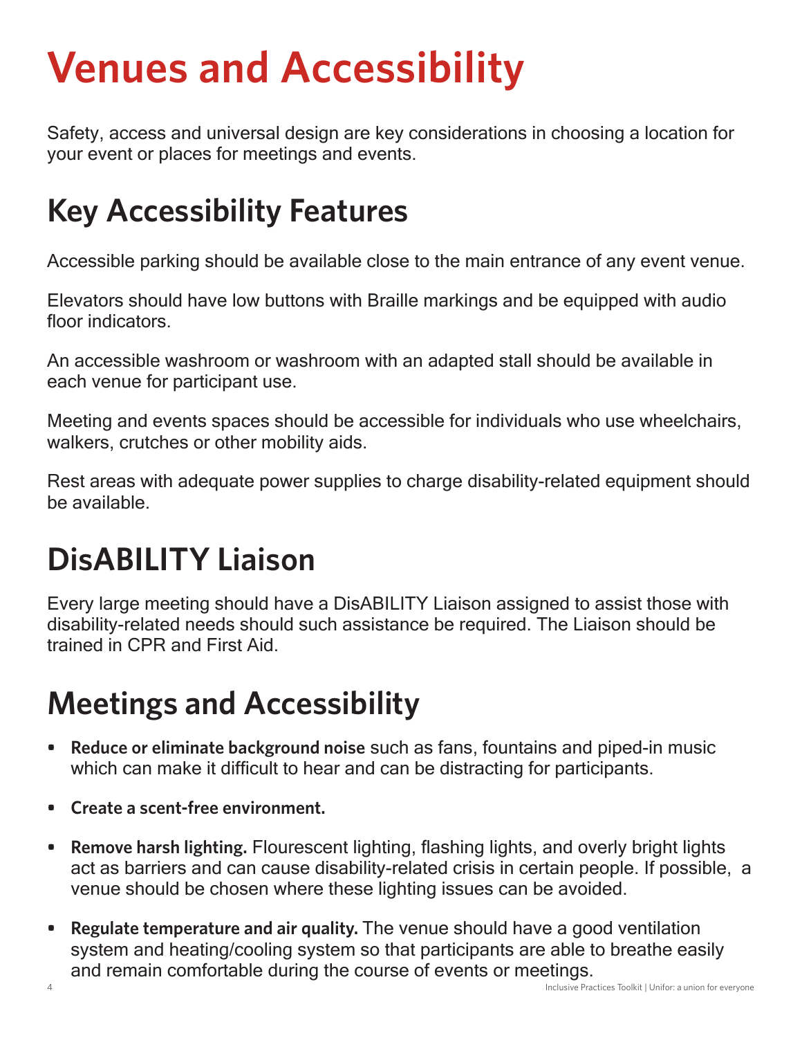# Venues and Accessibility

Safety, access and universal design are key considerations in choosing a location for your event or places for meetings and events.

## Key Accessibility Features

Accessible parking should be available close to the main entrance of any event venue.

Elevators should have low buttons with Braille markings and be equipped with audio floor indicators.

An accessible washroom or washroom with an adapted stall should be available in each venue for participant use.

Meeting and events spaces should be accessible for individuals who use wheelchairs, walkers, crutches or other mobility aids.

Rest areas with adequate power supplies to charge disability-related equipment should be available.

## DisABILITY Liaison

Every large meeting should have a DisABILITY Liaison assigned to assist those with disability-related needs should such assistance be required. The Liaison should be trained in CPR and First Aid.

## Meetings and Accessibility

- **Reduce or eliminate background noise** such as fans, fountains and piped-in music which can make it difficult to hear and can be distracting for participants.
- **Create a scent-free environment.**
- **Remove harsh lighting.** Flourescent lighting, flashing lights, and overly bright lights act as barriers and can cause disability-related crisis in certain people. If possible, a venue should be chosen where these lighting issues can be avoided.
- **Regulate temperature and air quality.** The venue should have a good ventilation system and heating/cooling system so that participants are able to breathe easily and remain comfortable during the course of events or meetings.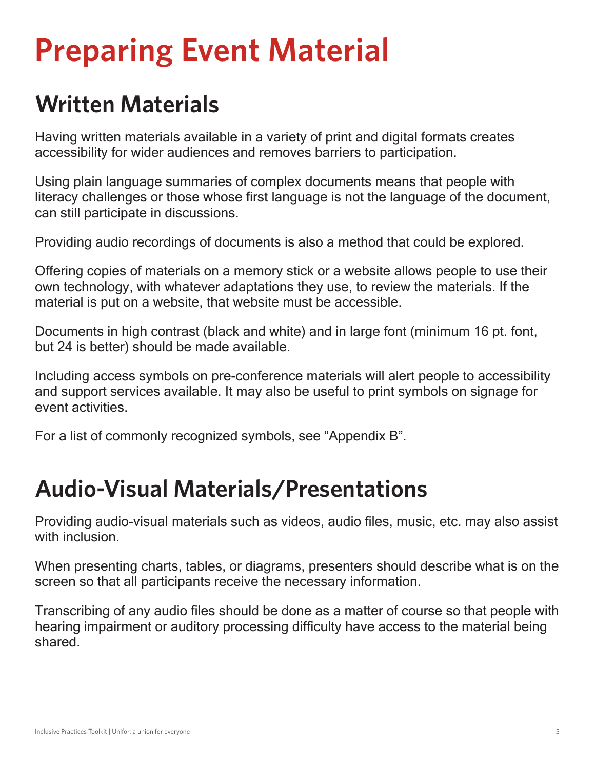# Preparing Event Material

## Written Materials

Having written materials available in a variety of print and digital formats creates accessibility for wider audiences and removes barriers to participation.

Using plain language summaries of complex documents means that people with literacy challenges or those whose first language is not the language of the document, can still participate in discussions.

Providing audio recordings of documents is also a method that could be explored.

Offering copies of materials on a memory stick or a website allows people to use their own technology, with whatever adaptations they use, to review the materials. If the material is put on a website, that website must be accessible.

Documents in high contrast (black and white) and in large font (minimum 16 pt. font, but 24 is better) should be made available.

Including access symbols on pre-conference materials will alert people to accessibility and support services available. It may also be useful to print symbols on signage for event activities.

For a list of commonly recognized symbols, see "Appendix B".

## Audio-Visual Materials/Presentations

Providing audio-visual materials such as videos, audio files, music, etc. may also assist with inclusion.

When presenting charts, tables, or diagrams, presenters should describe what is on the screen so that all participants receive the necessary information.

Transcribing of any audio files should be done as a matter of course so that people with hearing impairment or auditory processing difficulty have access to the material being shared.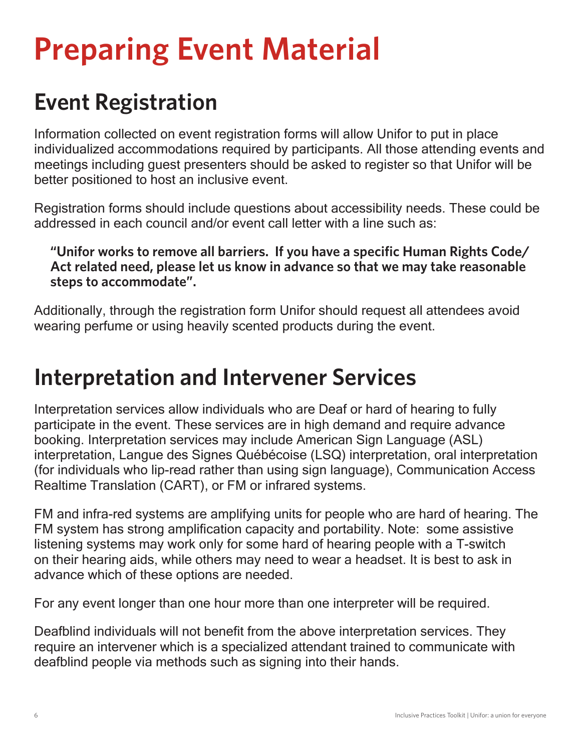# Preparing Event Material

## Event Registration

Information collected on event registration forms will allow Unifor to put in place individualized accommodations required by participants. All those attending events and meetings including guest presenters should be asked to register so that Unifor will be better positioned to host an inclusive event.

Registration forms should include questions about accessibility needs. These could be addressed in each council and/or event call letter with a line such as:

> **"Unifor works to remove all barriers. If you have a specific Human Rights Code/Act related need, please let us know in advance so that we may take reasonable steps to accommodate".**

Additionally, through the registration form Unifor should request all attendees avoid wearing perfume or using heavily scented products during the event.

## Interpretation and Intervener Services

Interpretation services allow individuals who are Deaf or hard of hearing to fully participate in the event. These services are in high demand and require advance booking. Interpretation services may include American Sign Language (ASL) interpretation, Langue des Signes Québécoise (LSQ) interpretation, oral interpretation (for individuals who lip-read rather than using sign language), Communication Access Realtime Translation (CART), or FM or infrared systems.

FM and infra-red systems are amplifying units for people who are hard of hearing. The FM system has strong amplification capacity and portability. Note: some assistive listening systems may work only for some hard of hearing people with a T-switch on their hearing aids, while others may need to wear a headset. It is best to ask in advance which of these options are needed.

For any event longer than one hour more than one interpreter will be required.

Deafblind individuals will not benefit from the above interpretation services. They require an intervener which is a specialized attendant trained to communicate with deafblind people via methods such as signing into their hands.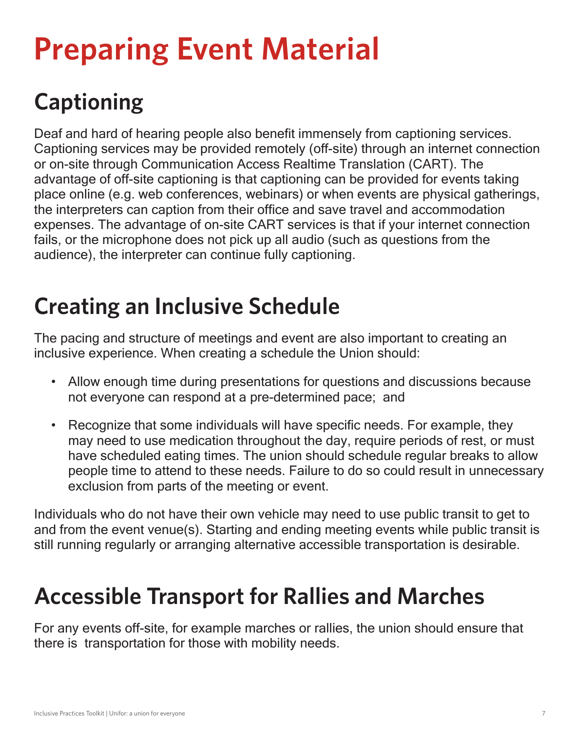# Preparing Event Material

## Captioning

Deaf and hard of hearing people also benefit immensely from captioning services. Captioning services may be provided remotely (off-site) through an internet connection or on-site through Communication Access Realtime Translation (CART). The advantage of off-site captioning is that captioning can be provided for events taking place online (e.g. web conferences, webinars) or when events are physical gatherings, the interpreters can caption from their office and save travel and accommodation expenses. The advantage of on-site CART services is that if your internet connection fails, or the microphone does not pick up all audio (such as questions from the audience), the interpreter can continue fully captioning.

## Creating an Inclusive Schedule

The pacing and structure of meetings and event are also important to creating an inclusive experience. When creating a schedule the Union should:

- Allow enough time during presentations for questions and discussions because not everyone can respond at a pre-determined pace; and
- Recognize that some individuals will have specific needs. For example, they may need to use medication throughout the day, require periods of rest, or must have scheduled eating times. The union should schedule regular breaks to allow people time to attend to these needs. Failure to do so could result in unnecessary exclusion from parts of the meeting or event.

Individuals who do not have their own vehicle may need to use public transit to get to and from the event venue(s). Starting and ending meeting events while public transit is still running regularly or arranging alternative accessible transportation is desirable.

## Accessible Transport for Rallies and Marches

For any events off-site, for example marches or rallies, the union should ensure that there is transportation for those with mobility needs.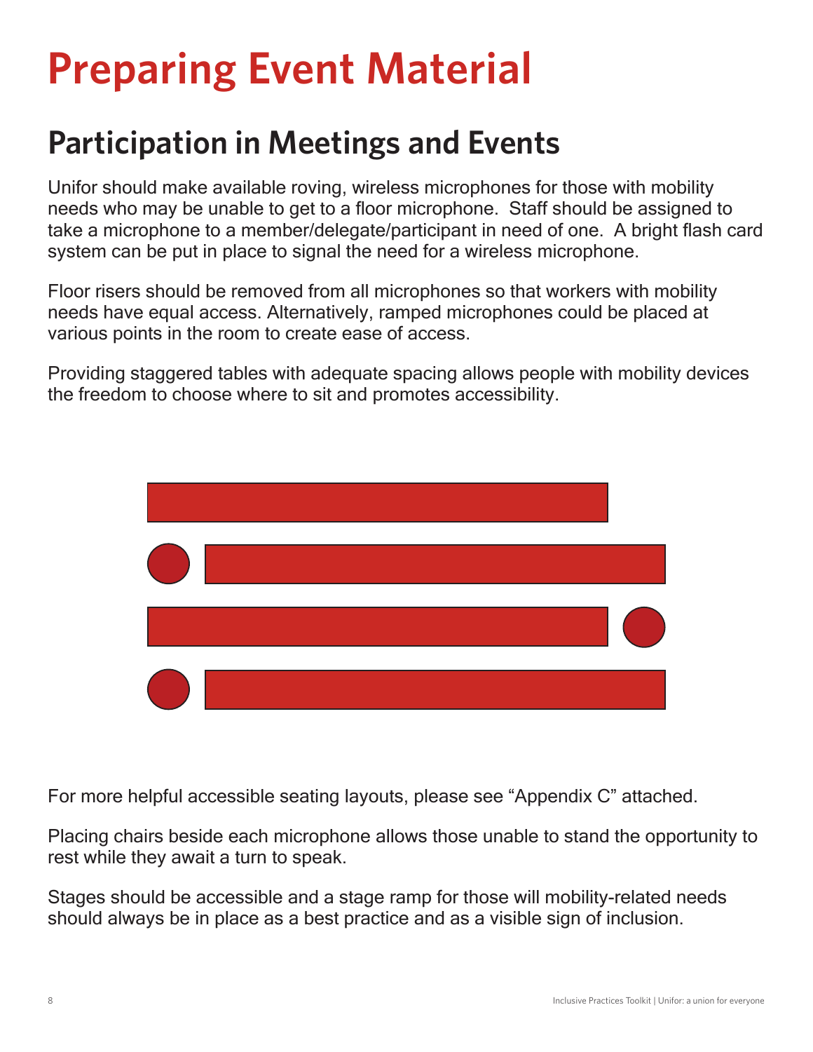# Preparing Event Material

## Participation in Meetings and Events

Unifor should make available roving, wireless microphones for those with mobility needs who may be unable to get to a floor microphone. Staff should be assigned to take a microphone to a member/delegate/participant in need of one. A bright flash card system can be put in place to signal the need for a wireless microphone.

Floor risers should be removed from all microphones so that workers with mobility needs have equal access. Alternatively, ramped microphones could be placed at various points in the room to create ease of access.

Providing staggered tables with adequate spacing allows people with mobility devices the freedom to choose where to sit and promotes accessibility.

For more helpful accessible seating layouts, please see "Appendix C" attached.

Placing chairs beside each microphone allows those unable to stand the opportunity to rest while they await a turn to speak.

Stages should be accessible and a stage ramp for those will mobility-related needs should always be in place as a best practice and as a visible sign of inclusion.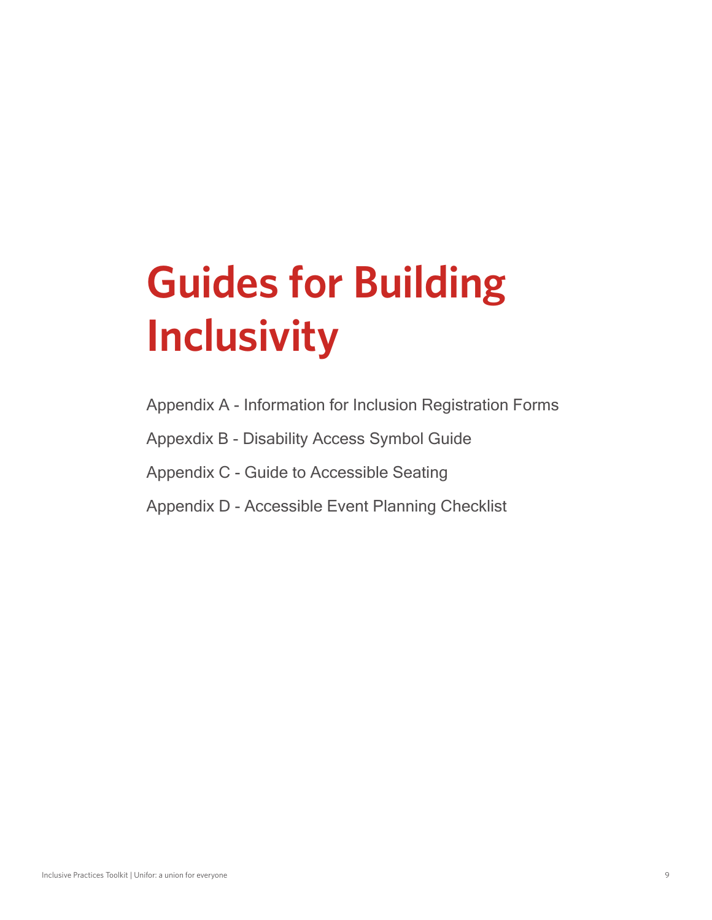# Guides for Building Inclusivity

Appendix A - Information for Inclusion Registration Forms

Appexdix B - Disability Access Symbol Guide

Appendix C - Guide to Accessible Seating

Appendix D - Accessible Event Planning Checklist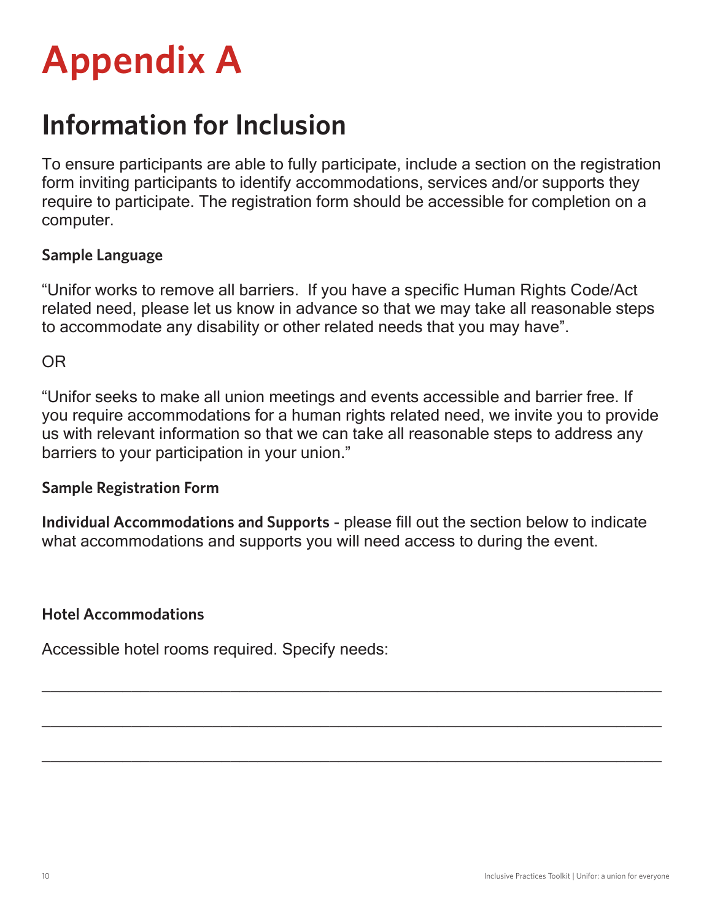# Appendix A

## Information for Inclusion

To ensure participants are able to fully participate, include a section on the registration form inviting participants to identify accommodations, services and/or supports they require to participate. The registration form should be accessible for completion on a computer.

**Sample Language**

"Unifor works to remove all barriers. If you have a specific Human Rights Code/Act related need, please let us know in advance so that we may take all reasonable steps to accommodate any disability or other related needs that you may have".

OR

"Unifor seeks to make all union meetings and events accessible and barrier free. If you require accommodations for a human rights related need, we invite you to provide us with relevant information so that we can take all reasonable steps to address any barriers to your participation in your union."

**Sample Registration Form**

**Individual Accommodations and Supports** - please fill out the section below to indicate what accommodations and supports you will need access to during the event.

**Hotel Accommodations**

Accessible hotel rooms required. Specify needs:

______________________________________________________________________

______________________________________________________________________

______________________________________________________________________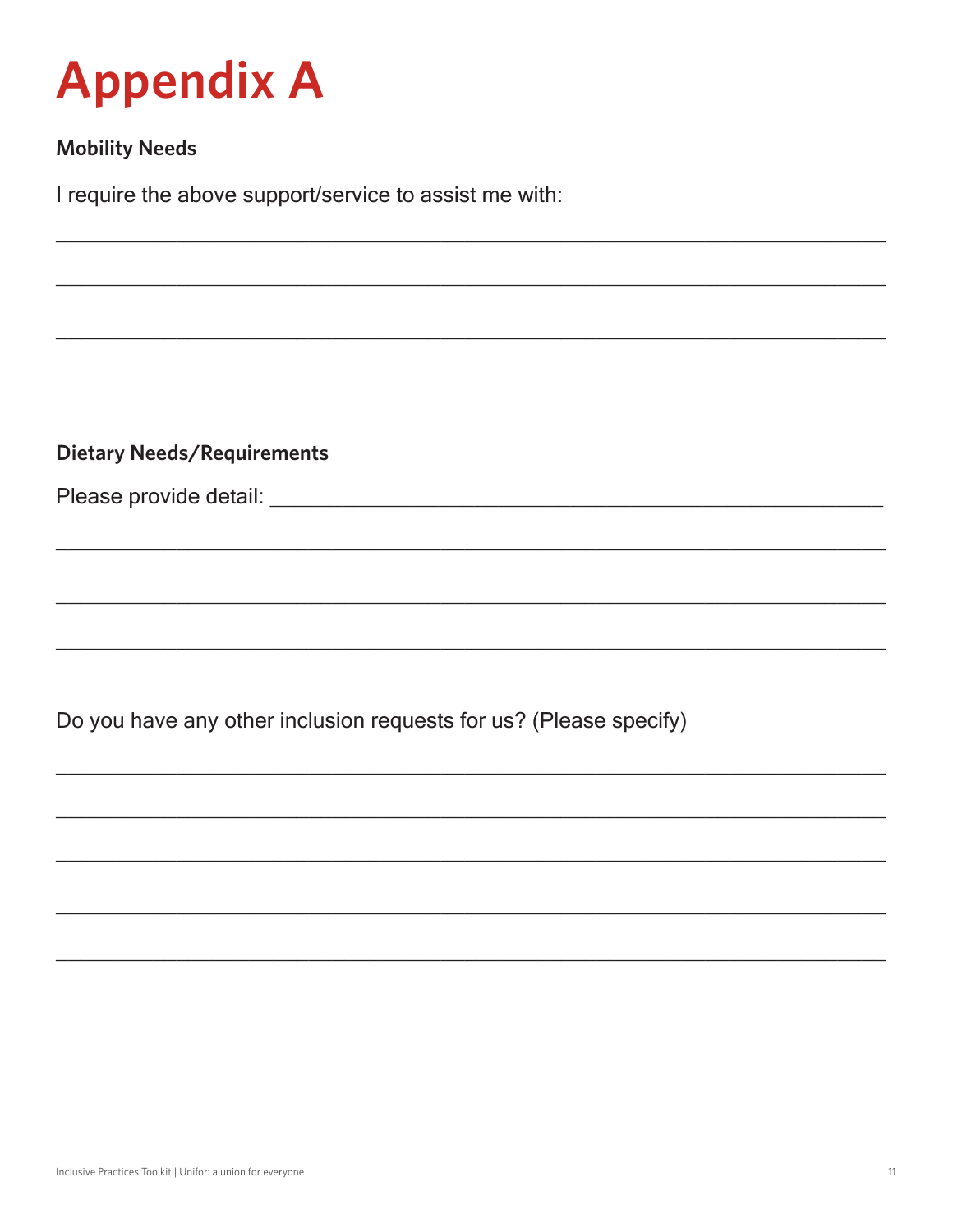# Appendix A

**Mobility Needs**

I require the above support/service to assist me with:

___________________________________________________________________________

___________________________________________________________________________

___________________________________________________________________________

**Dietary Needs/Requirements**

Please provide detail: ________________________________________________

___________________________________________________________________________

___________________________________________________________________________

___________________________________________________________________________

Do you have any other inclusion requests for us? (Please specify)

___________________________________________________________________________

___________________________________________________________________________

___________________________________________________________________________

___________________________________________________________________________

___________________________________________________________________________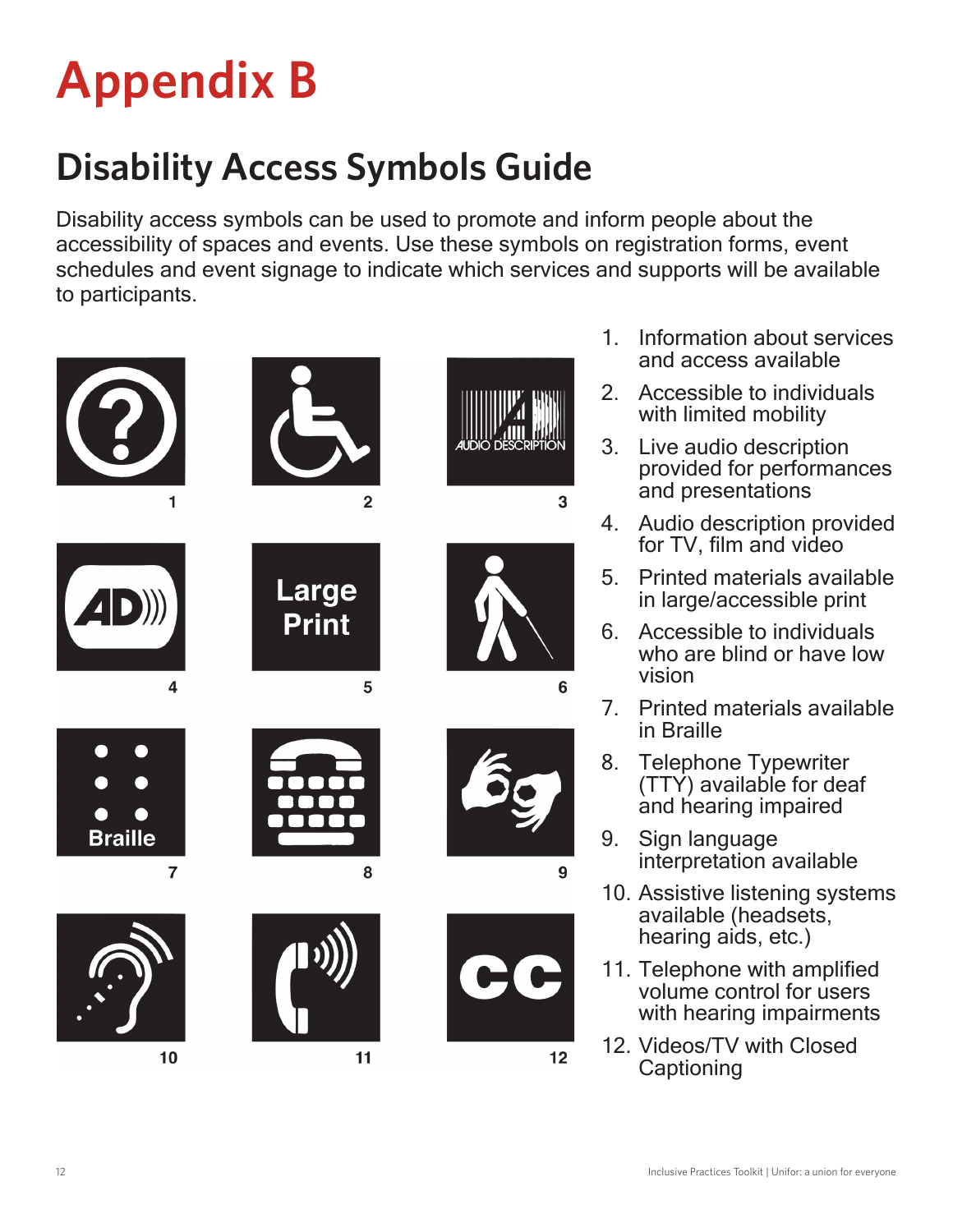# Appendix B

## Disability Access Symbols Guide

Disability access symbols can be used to promote and inform people about the accessibility of spaces and events. Use these symbols on registration forms, event schedules and event signage to indicate which services and supports will be available to participants.

1. Information about services and access available
2. Accessible to individuals with limited mobility
3. Live audio description provided for performances and presentations
4. Audio description provided for TV, film and video
5. Printed materials available in large/accessible print
6. Accessible to individuals who are blind or have low vision
7. Printed materials available in Braille
8. Telephone Typewriter (TTY) available for deaf and hearing impaired
9. Sign language interpretation available
10. Assistive listening systems available (headsets, hearing aids, etc.)
11. Telephone with amplified volume control for users with hearing impairments
12. Videos/TV with Closed Captioning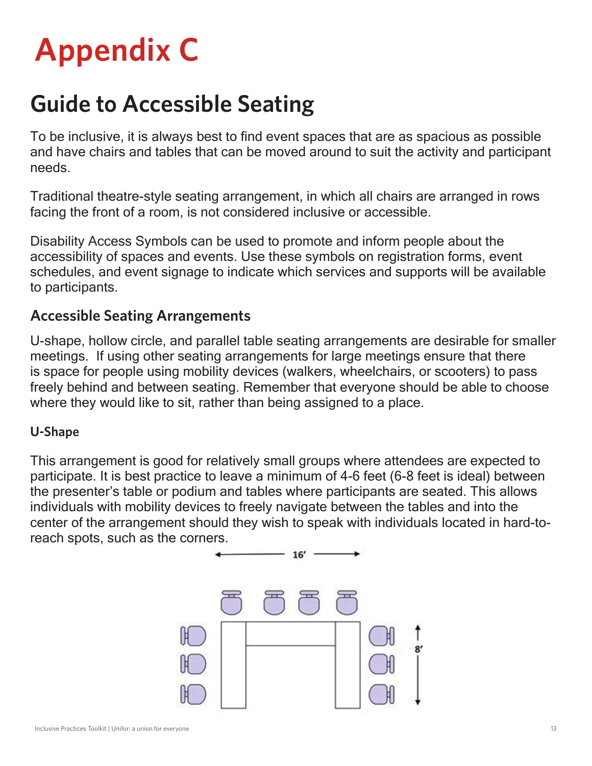# Appendix C

## Guide to Accessible Seating

To be inclusive, it is always best to find event spaces that are as spacious as possible and have chairs and tables that can be moved around to suit the activity and participant needs.

Traditional theatre-style seating arrangement, in which all chairs are arranged in rows facing the front of a room, is not considered inclusive or accessible.

Disability Access Symbols can be used to promote and inform people about the accessibility of spaces and events. Use these symbols on registration forms, event schedules, and event signage to indicate which services and supports will be available to participants.

### Accessible Seating Arrangements

U-shape, hollow circle, and parallel table seating arrangements are desirable for smaller meetings. If using other seating arrangements for large meetings ensure that there is space for people using mobility devices (walkers, wheelchairs, or scooters) to pass freely behind and between seating. Remember that everyone should be able to choose where they would like to sit, rather than being assigned to a place.

#### U-Shape

This arrangement is good for relatively small groups where attendees are expected to participate. It is best practice to leave a minimum of 4-6 feet (6-8 feet is ideal) between the presenter's table or podium and tables where participants are seated. This allows individuals with mobility devices to freely navigate between the tables and into the center of the arrangement should they wish to speak with individuals located in hard-to-reach spots, such as the corners.

16'

8'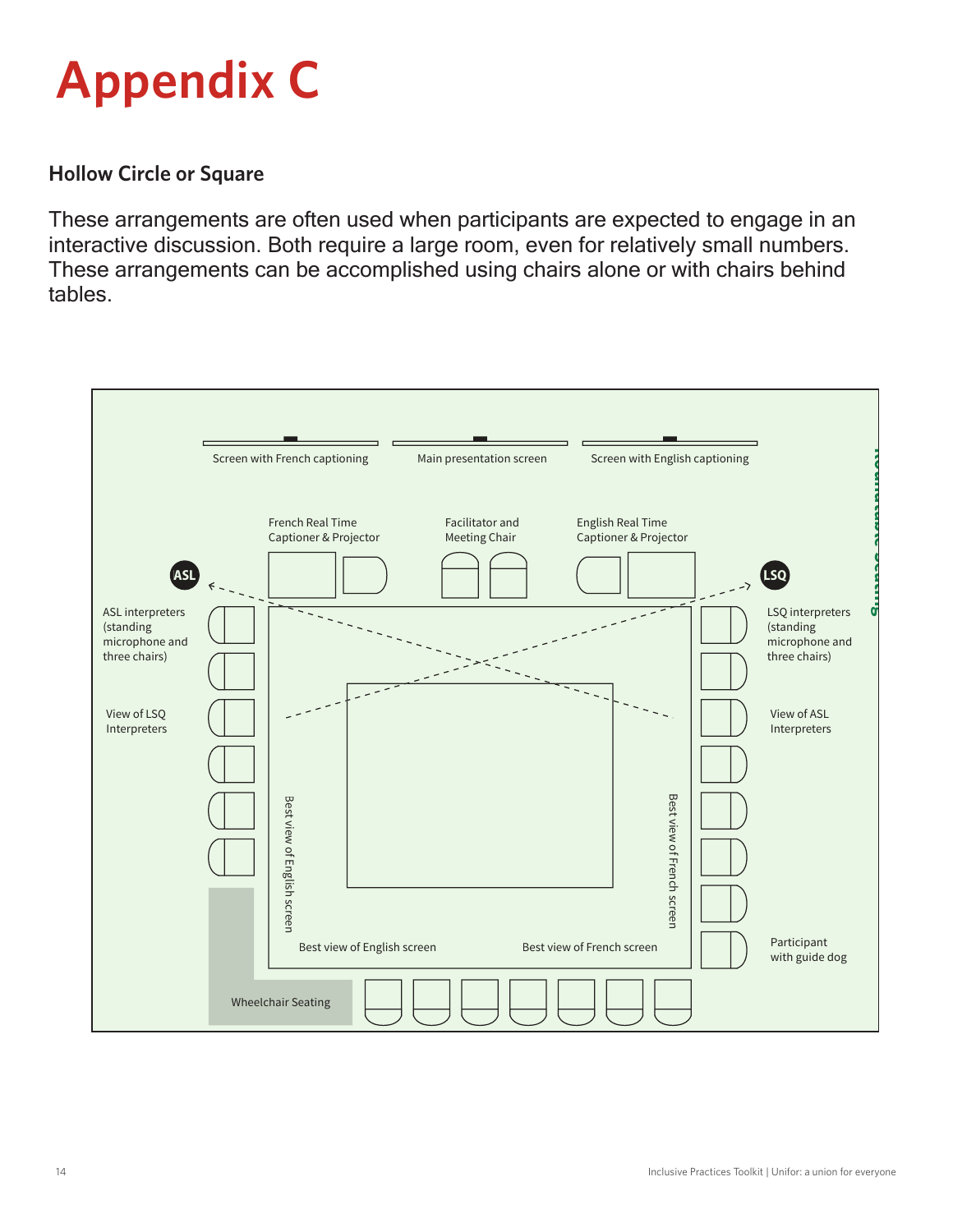# Appendix C

### Hollow Circle or Square

These arrangements are often used when participants are expected to engage in an interactive discussion. Both require a large room, even for relatively small numbers. These arrangements can be accomplished using chairs alone or with chairs behind tables.

Screen with French captioning

Main presentation screen

Screen with English captioning

French Real Time Captioner & Projector

Facilitator and Meeting Chair

English Real Time Captioner & Projector

ASL

LSQ

ASL interpreters (standing microphone and three chairs)

LSQ interpreters (standing microphone and three chairs)

View of LSQ Interpreters

View of ASL Interpreters

Best view of English screen

Best view of French screen

Best view of English screen

Best view of French screen

Participant with guide dog

Wheelchair Seating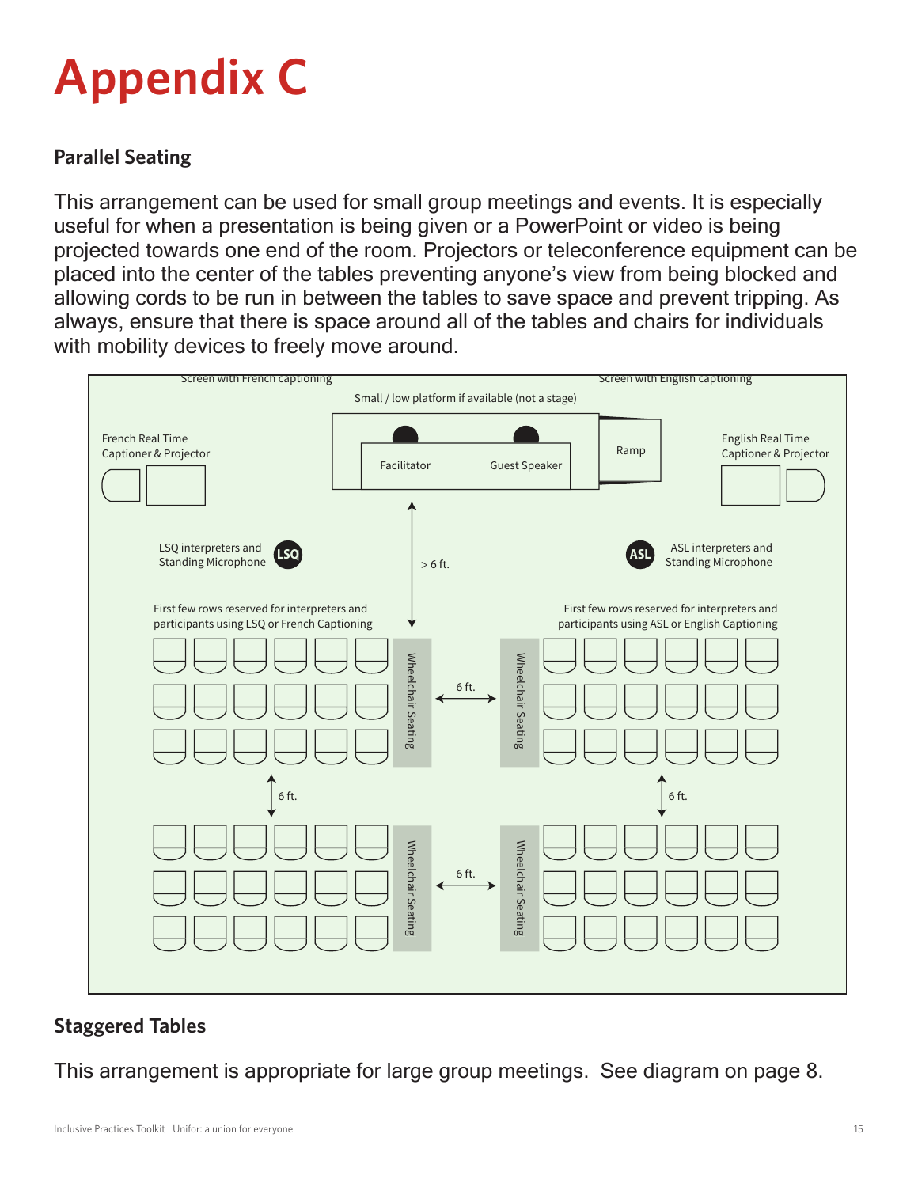# Appendix C

### Parallel Seating

This arrangement can be used for small group meetings and events. It is especially useful for when a presentation is being given or a PowerPoint or video is being projected towards one end of the room. Projectors or teleconference equipment can be placed into the center of the tables preventing anyone's view from being blocked and allowing cords to be run in between the tables to save space and prevent tripping. As always, ensure that there is space around all of the tables and chairs for individuals with mobility devices to freely move around.

Screen with French captioning

Screen with English captioning

Small / low platform if available (not a stage)

French Real Time Captioner & Projector

Facilitator

Guest Speaker

Ramp

English Real Time Captioner & Projector

LSQ interpreters and Standing Microphone

LSQ

> 6 ft.

ASL

ASL interpreters and Standing Microphone

First few rows reserved for interpreters and participants using LSQ or French Captioning

First few rows reserved for interpreters and participants using ASL or English Captioning

Wheelchair Seating

6 ft.

Wheelchair Seating

6 ft.

6 ft.

Wheelchair Seating

6 ft.

Wheelchair Seating

### Staggered Tables

This arrangement is appropriate for large group meetings. See diagram on page 8.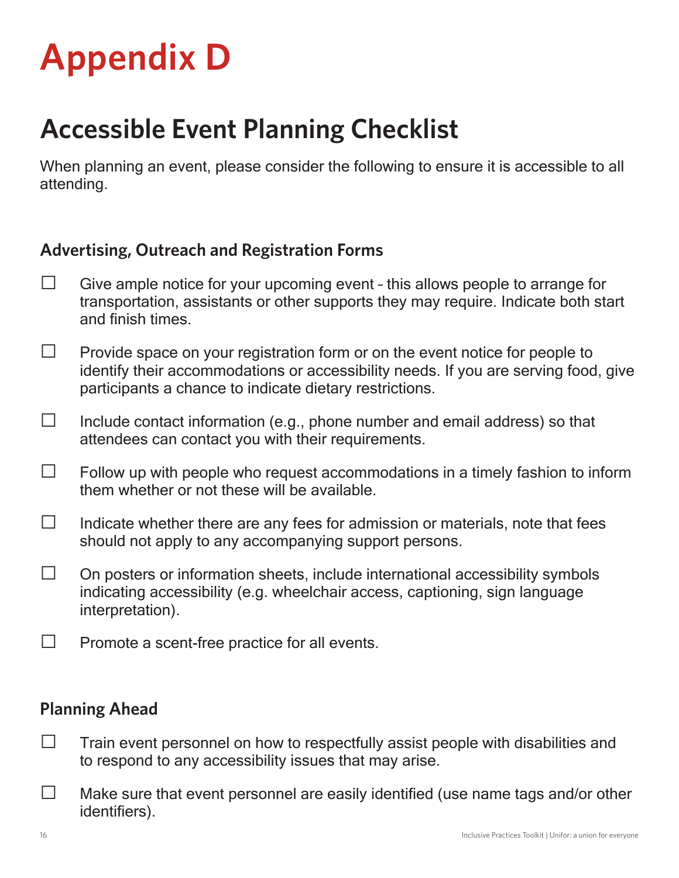# Appendix D

## Accessible Event Planning Checklist

When planning an event, please consider the following to ensure it is accessible to all attending.

### Advertising, Outreach and Registration Forms

- ☐ Give ample notice for your upcoming event – this allows people to arrange for transportation, assistants or other supports they may require. Indicate both start and finish times.
- ☐ Provide space on your registration form or on the event notice for people to identify their accommodations or accessibility needs. If you are serving food, give participants a chance to indicate dietary restrictions.
- ☐ Include contact information (e.g., phone number and email address) so that attendees can contact you with their requirements.
- ☐ Follow up with people who request accommodations in a timely fashion to inform them whether or not these will be available.
- ☐ Indicate whether there are any fees for admission or materials, note that fees should not apply to any accompanying support persons.
- ☐ On posters or information sheets, include international accessibility symbols indicating accessibility (e.g. wheelchair access, captioning, sign language interpretation).
- ☐ Promote a scent-free practice for all events.

### Planning Ahead

- ☐ Train event personnel on how to respectfully assist people with disabilities and to respond to any accessibility issues that may arise.
- ☐ Make sure that event personnel are easily identified (use name tags and/or other identifiers).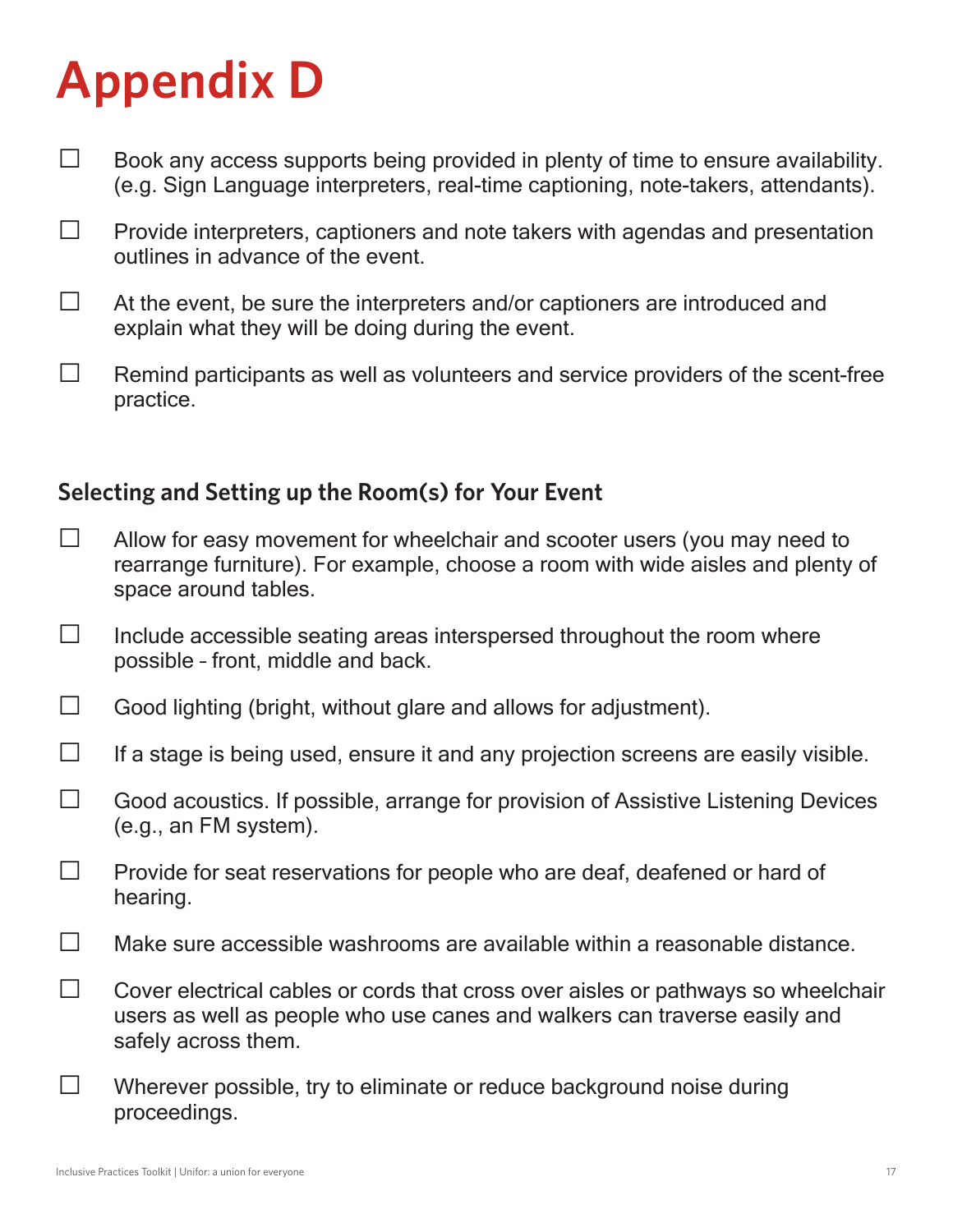# Appendix D

- ☐ Book any access supports being provided in plenty of time to ensure availability. (e.g. Sign Language interpreters, real-time captioning, note-takers, attendants).
- ☐ Provide interpreters, captioners and note takers with agendas and presentation outlines in advance of the event.
- ☐ At the event, be sure the interpreters and/or captioners are introduced and explain what they will be doing during the event.
- ☐ Remind participants as well as volunteers and service providers of the scent-free practice.

### Selecting and Setting up the Room(s) for Your Event

- ☐ Allow for easy movement for wheelchair and scooter users (you may need to rearrange furniture). For example, choose a room with wide aisles and plenty of space around tables.
- ☐ Include accessible seating areas interspersed throughout the room where possible – front, middle and back.
- ☐ Good lighting (bright, without glare and allows for adjustment).
- ☐ If a stage is being used, ensure it and any projection screens are easily visible.
- ☐ Good acoustics. If possible, arrange for provision of Assistive Listening Devices (e.g., an FM system).
- ☐ Provide for seat reservations for people who are deaf, deafened or hard of hearing.
- ☐ Make sure accessible washrooms are available within a reasonable distance.
- ☐ Cover electrical cables or cords that cross over aisles or pathways so wheelchair users as well as people who use canes and walkers can traverse easily and safely across them.
- ☐ Wherever possible, try to eliminate or reduce background noise during proceedings.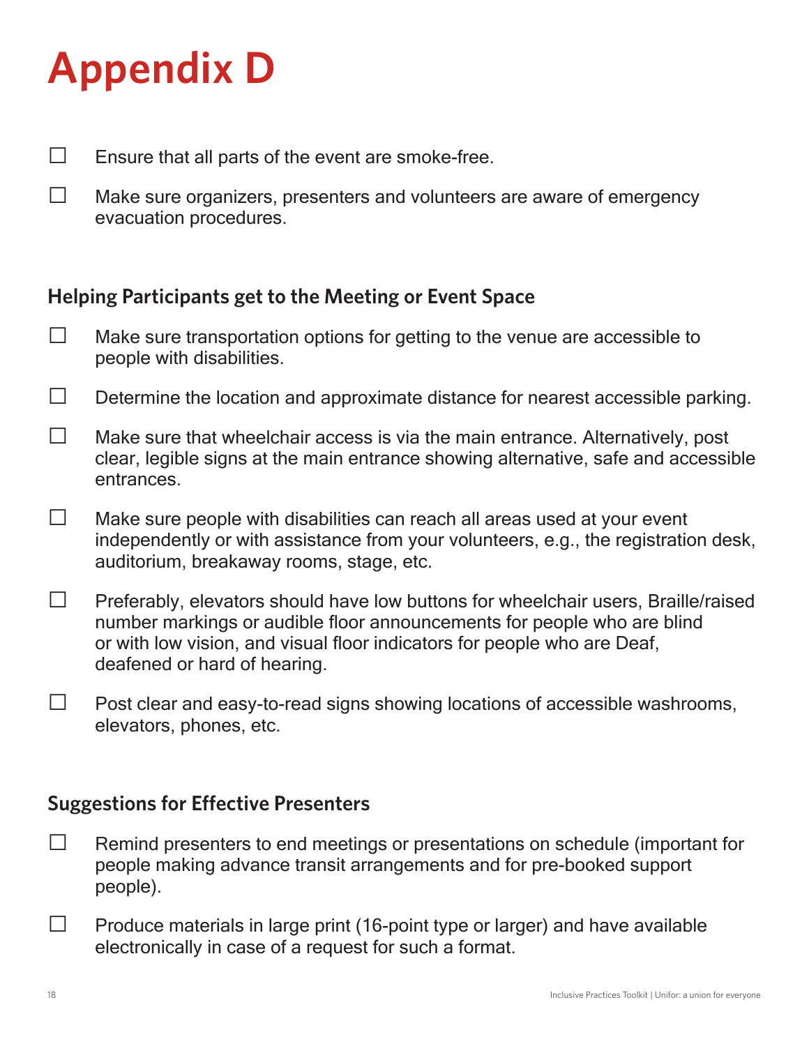# Appendix D

- ☐ Ensure that all parts of the event are smoke-free.
- ☐ Make sure organizers, presenters and volunteers are aware of emergency evacuation procedures.

### Helping Participants get to the Meeting or Event Space

- ☐ Make sure transportation options for getting to the venue are accessible to people with disabilities.
- ☐ Determine the location and approximate distance for nearest accessible parking.
- ☐ Make sure that wheelchair access is via the main entrance. Alternatively, post clear, legible signs at the main entrance showing alternative, safe and accessible entrances.
- ☐ Make sure people with disabilities can reach all areas used at your event independently or with assistance from your volunteers, e.g., the registration desk, auditorium, breakaway rooms, stage, etc.
- ☐ Preferably, elevators should have low buttons for wheelchair users, Braille/raised number markings or audible floor announcements for people who are blind or with low vision, and visual floor indicators for people who are Deaf, deafened or hard of hearing.
- ☐ Post clear and easy-to-read signs showing locations of accessible washrooms, elevators, phones, etc.

### Suggestions for Effective Presenters

- ☐ Remind presenters to end meetings or presentations on schedule (important for people making advance transit arrangements and for pre-booked support people).
- ☐ Produce materials in large print (16-point type or larger) and have available electronically in case of a request for such a format.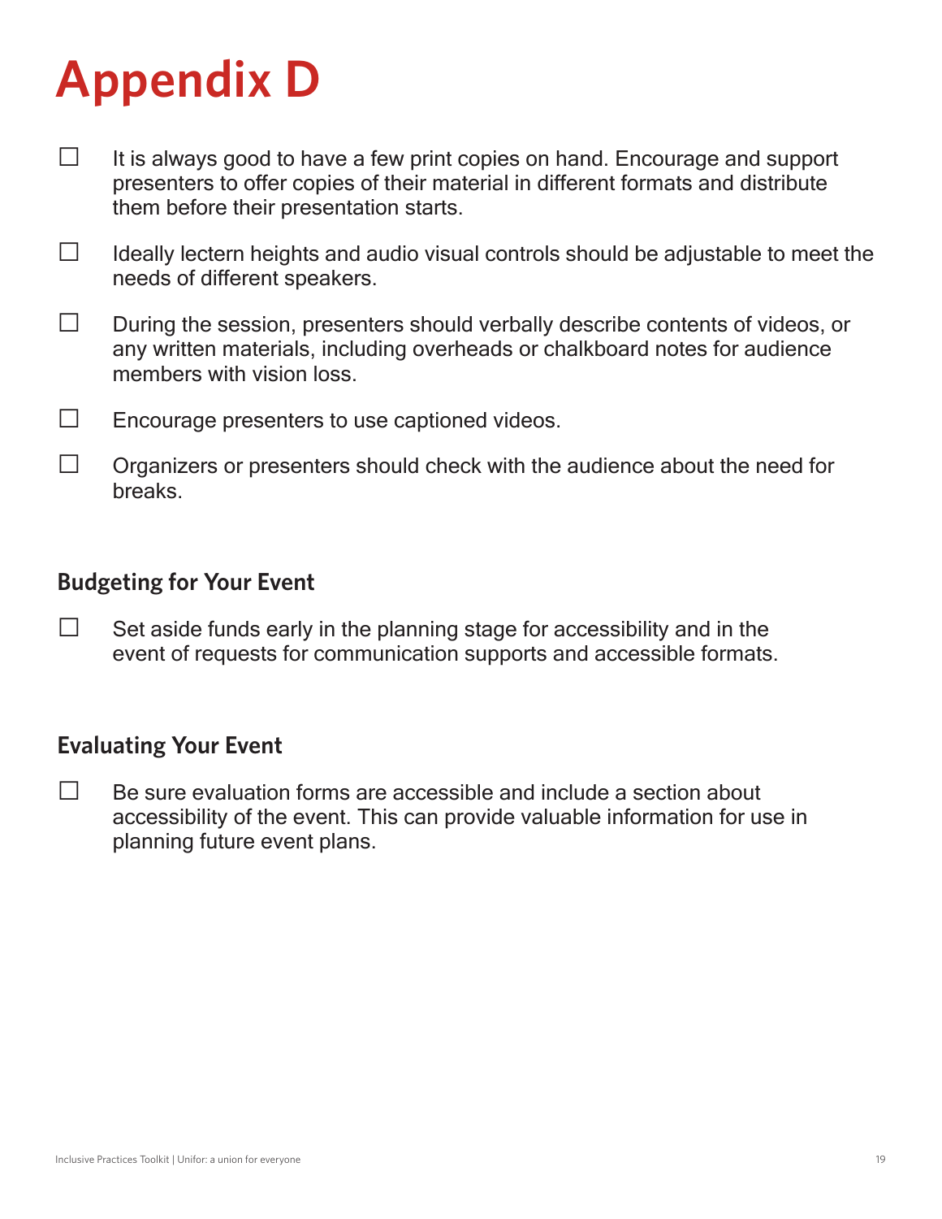# Appendix D

- ☐ It is always good to have a few print copies on hand. Encourage and support presenters to offer copies of their material in different formats and distribute them before their presentation starts.
- ☐ Ideally lectern heights and audio visual controls should be adjustable to meet the needs of different speakers.
- ☐ During the session, presenters should verbally describe contents of videos, or any written materials, including overheads or chalkboard notes for audience members with vision loss.
- ☐ Encourage presenters to use captioned videos.
- ☐ Organizers or presenters should check with the audience about the need for breaks.

### Budgeting for Your Event

- ☐ Set aside funds early in the planning stage for accessibility and in the event of requests for communication supports and accessible formats.

### Evaluating Your Event

- ☐ Be sure evaluation forms are accessible and include a section about accessibility of the event. This can provide valuable information for use in planning future event plans.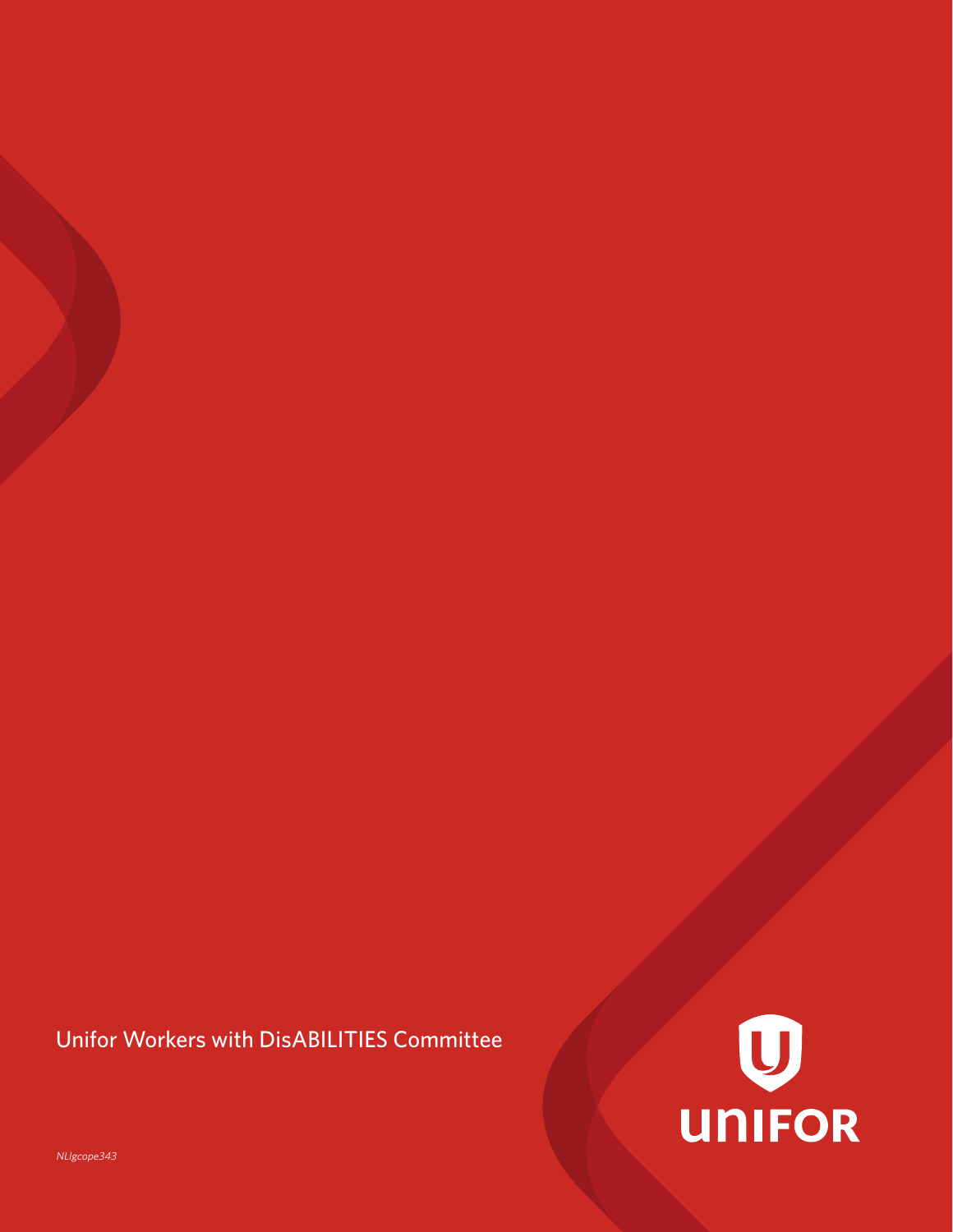Unifor Workers with DisABILITIES Committee

UNIFOR

*NLIgcope343*